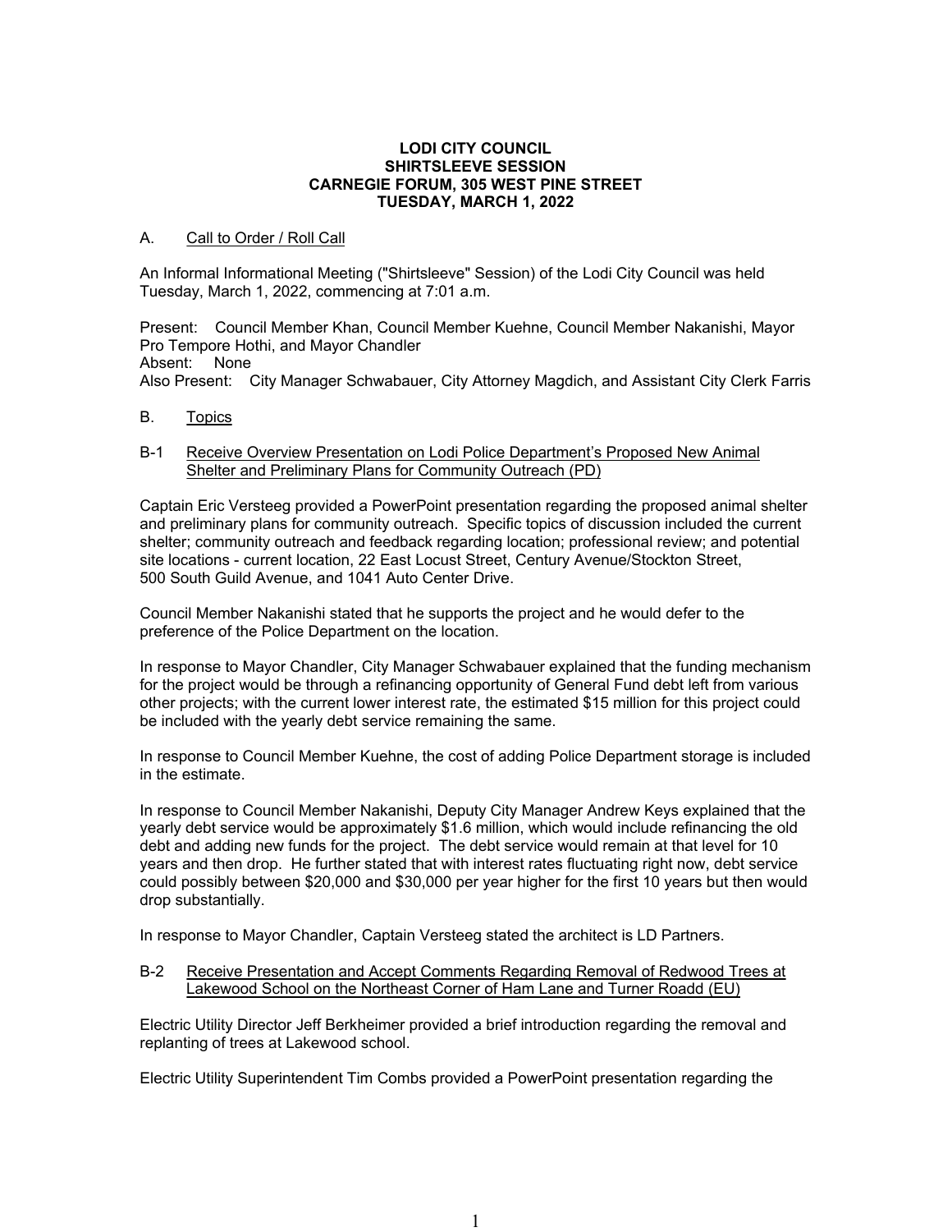**LODI CITY COUNCIL**
**SHIRTSLEEVE SESSION**
**CARNEGIE FORUM, 305 WEST PINE STREET**
**TUESDAY, MARCH 1, 2022**

A. Call to Order / Roll Call

An Informal Informational Meeting ("Shirtsleeve" Session) of the Lodi City Council was held Tuesday, March 1, 2022, commencing at 7:01 a.m.

Present: Council Member Khan, Council Member Kuehne, Council Member Nakanishi, Mayor Pro Tempore Hothi, and Mayor Chandler
Absent: None
Also Present: City Manager Schwabauer, City Attorney Magdich, and Assistant City Clerk Farris

B. Topics

B-1 Receive Overview Presentation on Lodi Police Department's Proposed New Animal Shelter and Preliminary Plans for Community Outreach (PD)

Captain Eric Versteeg provided a PowerPoint presentation regarding the proposed animal shelter and preliminary plans for community outreach. Specific topics of discussion included the current shelter; community outreach and feedback regarding location; professional review; and potential site locations - current location, 22 East Locust Street, Century Avenue/Stockton Street, 500 South Guild Avenue, and 1041 Auto Center Drive.

Council Member Nakanishi stated that he supports the project and he would defer to the preference of the Police Department on the location.

In response to Mayor Chandler, City Manager Schwabauer explained that the funding mechanism for the project would be through a refinancing opportunity of General Fund debt left from various other projects; with the current lower interest rate, the estimated $15 million for this project could be included with the yearly debt service remaining the same.

In response to Council Member Kuehne, the cost of adding Police Department storage is included in the estimate.

In response to Council Member Nakanishi, Deputy City Manager Andrew Keys explained that the yearly debt service would be approximately $1.6 million, which would include refinancing the old debt and adding new funds for the project. The debt service would remain at that level for 10 years and then drop. He further stated that with interest rates fluctuating right now, debt service could possibly between $20,000 and $30,000 per year higher for the first 10 years but then would drop substantially.

In response to Mayor Chandler, Captain Versteeg stated the architect is LD Partners.

B-2 Receive Presentation and Accept Comments Regarding Removal of Redwood Trees at Lakewood School on the Northeast Corner of Ham Lane and Turner Roadd (EU)

Electric Utility Director Jeff Berkheimer provided a brief introduction regarding the removal and replanting of trees at Lakewood school.

Electric Utility Superintendent Tim Combs provided a PowerPoint presentation regarding the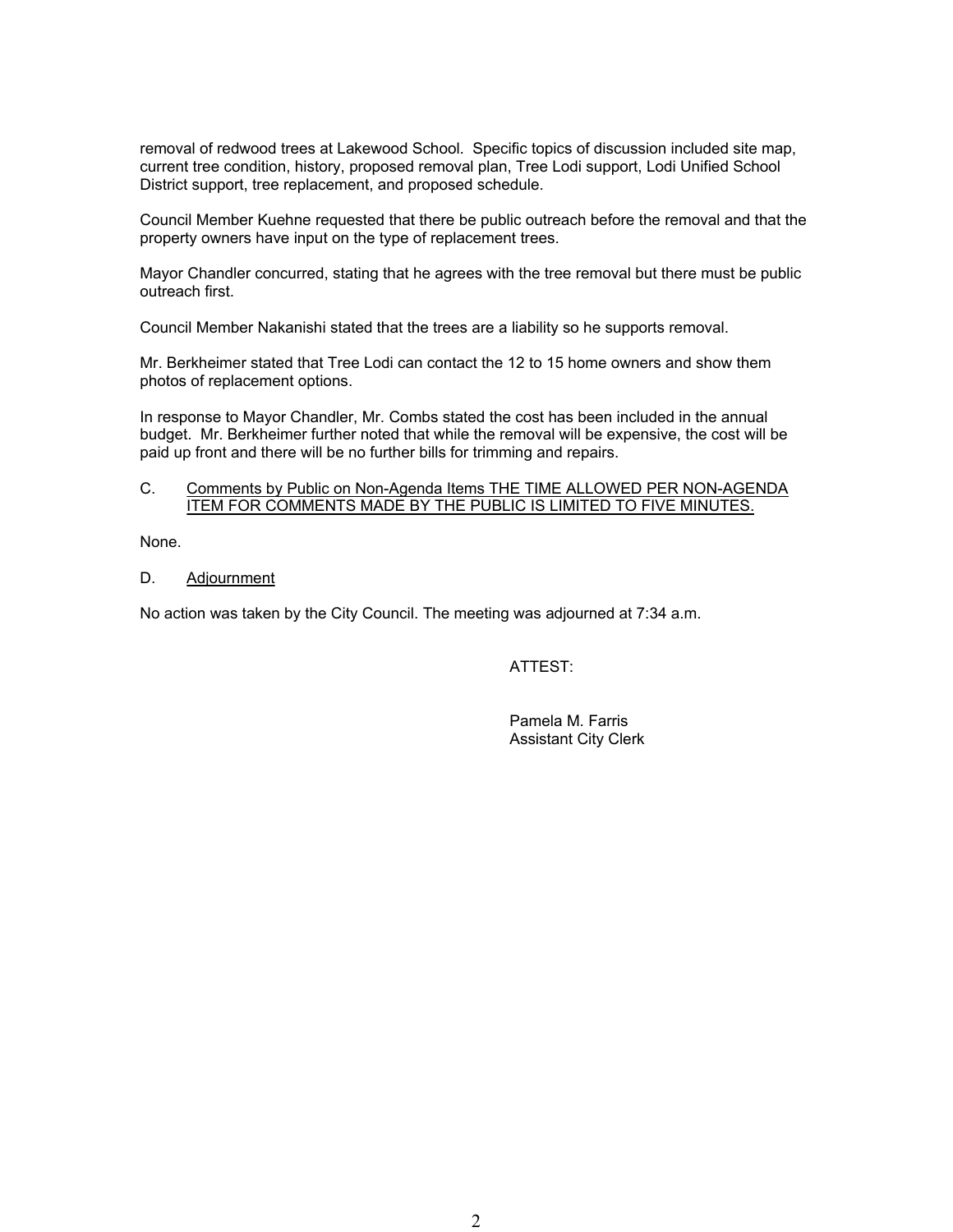removal of redwood trees at Lakewood School. Specific topics of discussion included site map, current tree condition, history, proposed removal plan, Tree Lodi support, Lodi Unified School District support, tree replacement, and proposed schedule.

Council Member Kuehne requested that there be public outreach before the removal and that the property owners have input on the type of replacement trees.

Mayor Chandler concurred, stating that he agrees with the tree removal but there must be public outreach first.

Council Member Nakanishi stated that the trees are a liability so he supports removal.

Mr. Berkheimer stated that Tree Lodi can contact the 12 to 15 home owners and show them photos of replacement options.

In response to Mayor Chandler, Mr. Combs stated the cost has been included in the annual budget. Mr. Berkheimer further noted that while the removal will be expensive, the cost will be paid up front and there will be no further bills for trimming and repairs.

C. Comments by Public on Non-Agenda Items THE TIME ALLOWED PER NON-AGENDA ITEM FOR COMMENTS MADE BY THE PUBLIC IS LIMITED TO FIVE MINUTES.

None.

D. Adjournment

No action was taken by the City Council. The meeting was adjourned at 7:34 a.m.

ATTEST:

Pamela M. Farris
Assistant City Clerk